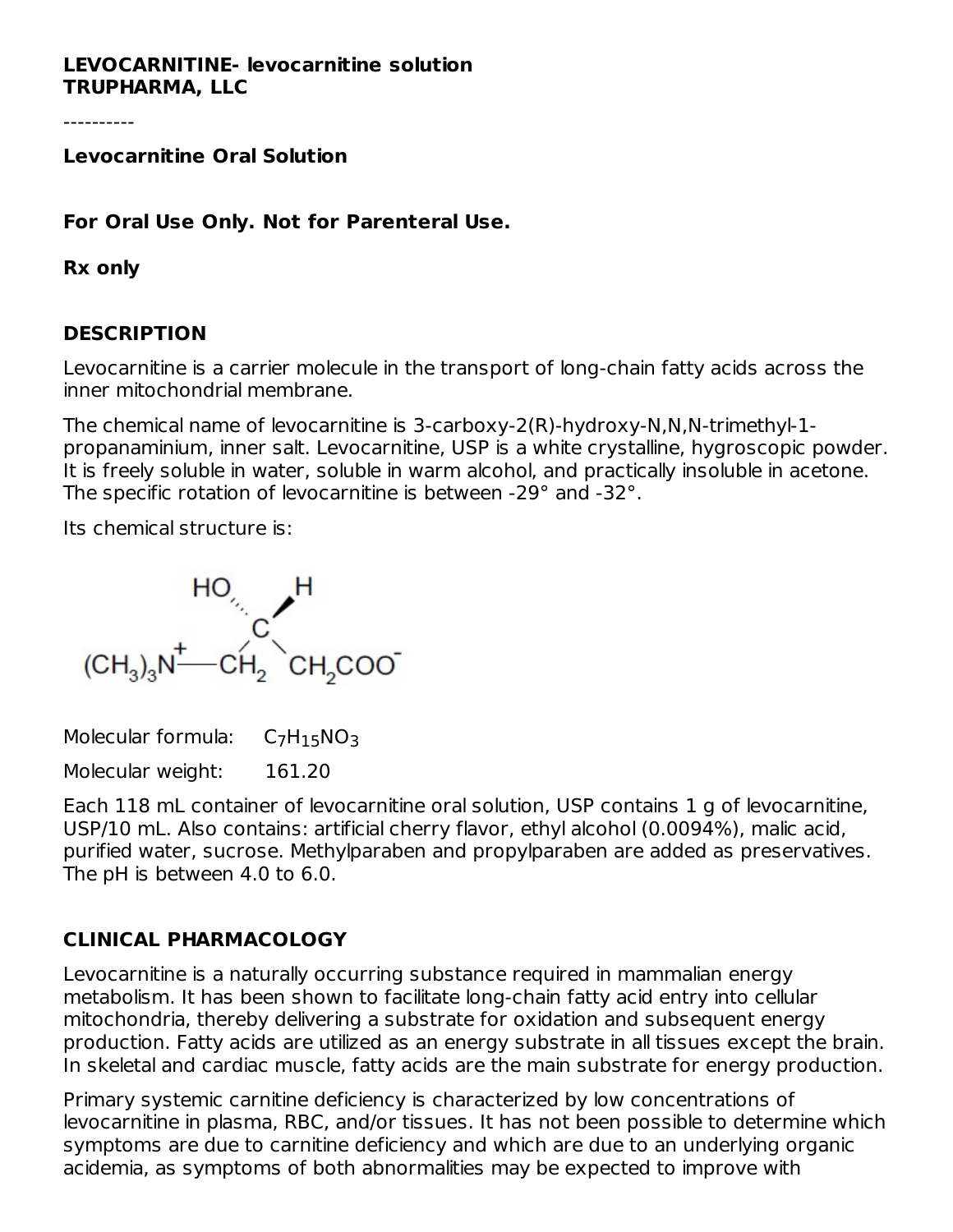**LEVOCARNITINE- levocarnitine solution**
**TRUPHARMA, LLC**

----------

**Levocarnitine Oral Solution**

**For Oral Use Only. Not for Parenteral Use.**

**Rx only**

## DESCRIPTION

Levocarnitine is a carrier molecule in the transport of long-chain fatty acids across the inner mitochondrial membrane.

The chemical name of levocarnitine is 3-carboxy-2(R)-hydroxy-N,N,N-trimethyl-1-propanaminium, inner salt. Levocarnitine, USP is a white crystalline, hygroscopic powder. It is freely soluble in water, soluble in warm alcohol, and practically insoluble in acetone. The specific rotation of levocarnitine is between -29° and -32°.

Its chemical structure is:

$$(CH_3)_3\overset{+}{N}-CH_2-C(OH)(H)-CH_2COO^-$$

Molecular formula: $C_7H_{15}NO_3$

Molecular weight: 161.20

Each 118 mL container of levocarnitine oral solution, USP contains 1 g of levocarnitine, USP/10 mL. Also contains: artificial cherry flavor, ethyl alcohol (0.0094%), malic acid, purified water, sucrose. Methylparaben and propylparaben are added as preservatives. The pH is between 4.0 to 6.0.

## CLINICAL PHARMACOLOGY

Levocarnitine is a naturally occurring substance required in mammalian energy metabolism. It has been shown to facilitate long-chain fatty acid entry into cellular mitochondria, thereby delivering a substrate for oxidation and subsequent energy production. Fatty acids are utilized as an energy substrate in all tissues except the brain. In skeletal and cardiac muscle, fatty acids are the main substrate for energy production.

Primary systemic carnitine deficiency is characterized by low concentrations of levocarnitine in plasma, RBC, and/or tissues. It has not been possible to determine which symptoms are due to carnitine deficiency and which are due to an underlying organic acidemia, as symptoms of both abnormalities may be expected to improve with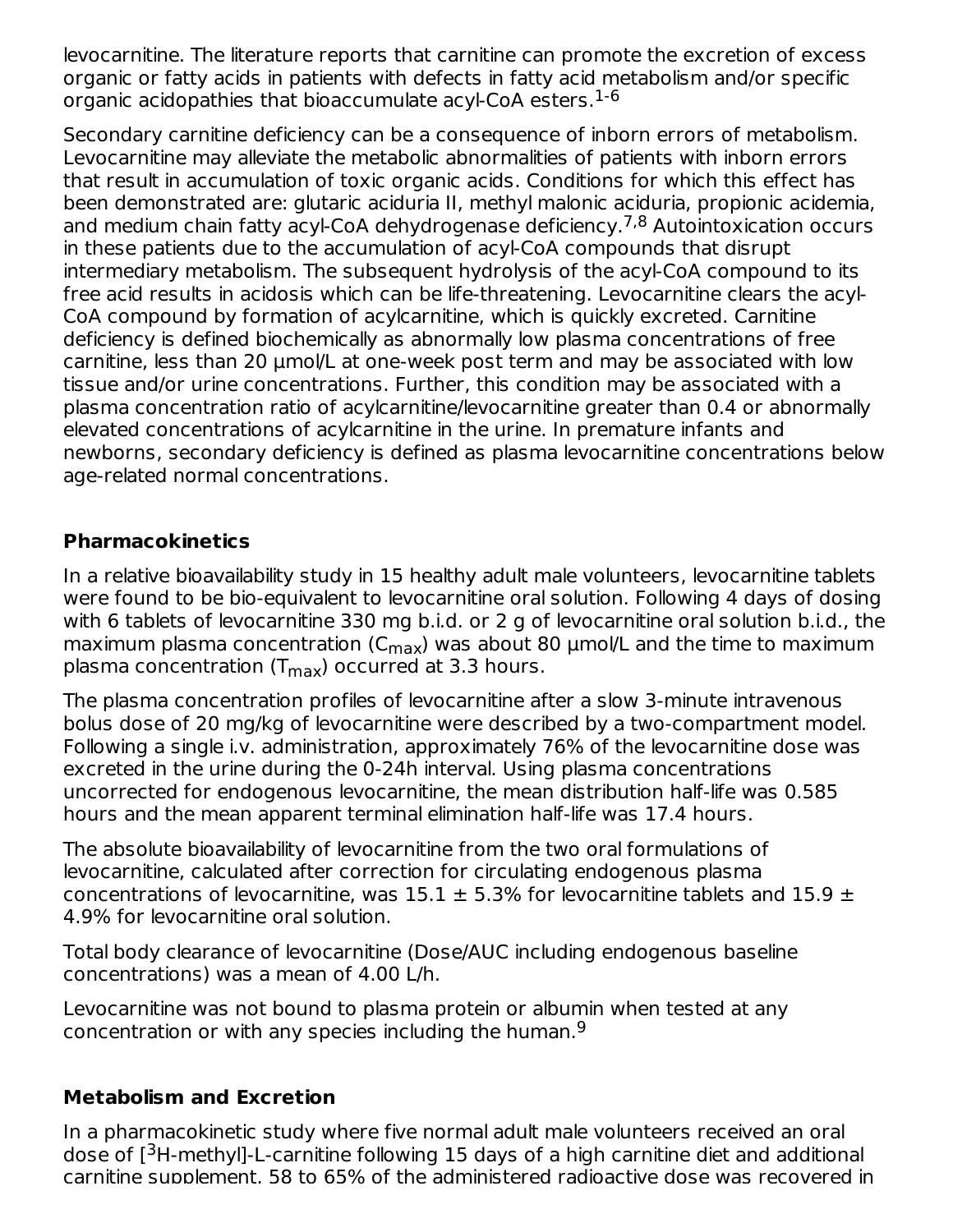levocarnitine. The literature reports that carnitine can promote the excretion of excess organic or fatty acids in patients with defects in fatty acid metabolism and/or specific organic acidopathies that bioaccumulate acyl-CoA esters.[1-6]

Secondary carnitine deficiency can be a consequence of inborn errors of metabolism. Levocarnitine may alleviate the metabolic abnormalities of patients with inborn errors that result in accumulation of toxic organic acids. Conditions for which this effect has been demonstrated are: glutaric aciduria II, methyl malonic aciduria, propionic acidemia, and medium chain fatty acyl-CoA dehydrogenase deficiency.[7,8] Autointoxication occurs in these patients due to the accumulation of acyl-CoA compounds that disrupt intermediary metabolism. The subsequent hydrolysis of the acyl-CoA compound to its free acid results in acidosis which can be life-threatening. Levocarnitine clears the acyl-CoA compound by formation of acylcarnitine, which is quickly excreted. Carnitine deficiency is defined biochemically as abnormally low plasma concentrations of free carnitine, less than 20 µmol/L at one-week post term and may be associated with low tissue and/or urine concentrations. Further, this condition may be associated with a plasma concentration ratio of acylcarnitine/levocarnitine greater than 0.4 or abnormally elevated concentrations of acylcarnitine in the urine. In premature infants and newborns, secondary deficiency is defined as plasma levocarnitine concentrations below age-related normal concentrations.

## Pharmacokinetics

In a relative bioavailability study in 15 healthy adult male volunteers, levocarnitine tablets were found to be bio-equivalent to levocarnitine oral solution. Following 4 days of dosing with 6 tablets of levocarnitine 330 mg b.i.d. or 2 g of levocarnitine oral solution b.i.d., the maximum plasma concentration ($C_{max}$) was about 80 µmol/L and the time to maximum plasma concentration ($T_{max}$) occurred at 3.3 hours.

The plasma concentration profiles of levocarnitine after a slow 3-minute intravenous bolus dose of 20 mg/kg of levocarnitine were described by a two-compartment model. Following a single i.v. administration, approximately 76% of the levocarnitine dose was excreted in the urine during the 0-24h interval. Using plasma concentrations uncorrected for endogenous levocarnitine, the mean distribution half-life was 0.585 hours and the mean apparent terminal elimination half-life was 17.4 hours.

The absolute bioavailability of levocarnitine from the two oral formulations of levocarnitine, calculated after correction for circulating endogenous plasma concentrations of levocarnitine, was 15.1 ± 5.3% for levocarnitine tablets and 15.9 ± 4.9% for levocarnitine oral solution.

Total body clearance of levocarnitine (Dose/AUC including endogenous baseline concentrations) was a mean of 4.00 L/h.

Levocarnitine was not bound to plasma protein or albumin when tested at any concentration or with any species including the human.[9]

## Metabolism and Excretion

In a pharmacokinetic study where five normal adult male volunteers received an oral dose of [$^3$H-methyl]-L-carnitine following 15 days of a high carnitine diet and additional carnitine supplement, 58 to 65% of the administered radioactive dose was recovered in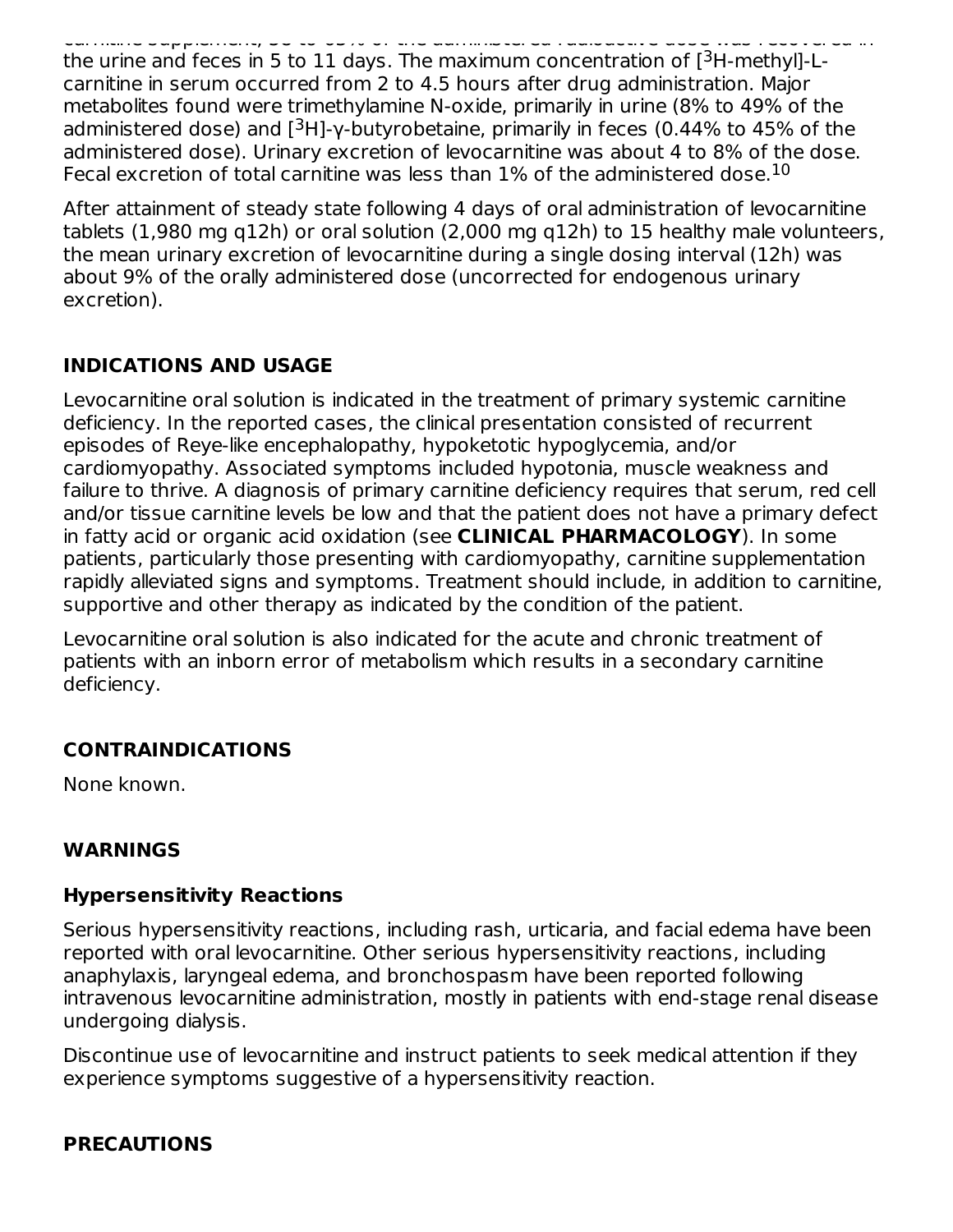carnitine supplement, 58 to 65% of the administered radioactive dose was recovered in the urine and feces in 5 to 11 days. The maximum concentration of [$^3$H-methyl]-L-carnitine in serum occurred from 2 to 4.5 hours after drug administration. Major metabolites found were trimethylamine N-oxide, primarily in urine (8% to 49% of the administered dose) and [$^3$H]-γ-butyrobetaine, primarily in feces (0.44% to 45% of the administered dose). Urinary excretion of levocarnitine was about 4 to 8% of the dose. Fecal excretion of total carnitine was less than 1% of the administered dose.[10]

After attainment of steady state following 4 days of oral administration of levocarnitine tablets (1,980 mg q12h) or oral solution (2,000 mg q12h) to 15 healthy male volunteers, the mean urinary excretion of levocarnitine during a single dosing interval (12h) was about 9% of the orally administered dose (uncorrected for endogenous urinary excretion).

## INDICATIONS AND USAGE

Levocarnitine oral solution is indicated in the treatment of primary systemic carnitine deficiency. In the reported cases, the clinical presentation consisted of recurrent episodes of Reye-like encephalopathy, hypoketotic hypoglycemia, and/or cardiomyopathy. Associated symptoms included hypotonia, muscle weakness and failure to thrive. A diagnosis of primary carnitine deficiency requires that serum, red cell and/or tissue carnitine levels be low and that the patient does not have a primary defect in fatty acid or organic acid oxidation (see **CLINICAL PHARMACOLOGY**). In some patients, particularly those presenting with cardiomyopathy, carnitine supplementation rapidly alleviated signs and symptoms. Treatment should include, in addition to carnitine, supportive and other therapy as indicated by the condition of the patient.

Levocarnitine oral solution is also indicated for the acute and chronic treatment of patients with an inborn error of metabolism which results in a secondary carnitine deficiency.

## CONTRAINDICATIONS

None known.

## WARNINGS

### Hypersensitivity Reactions

Serious hypersensitivity reactions, including rash, urticaria, and facial edema have been reported with oral levocarnitine. Other serious hypersensitivity reactions, including anaphylaxis, laryngeal edema, and bronchospasm have been reported following intravenous levocarnitine administration, mostly in patients with end-stage renal disease undergoing dialysis.

Discontinue use of levocarnitine and instruct patients to seek medical attention if they experience symptoms suggestive of a hypersensitivity reaction.

## PRECAUTIONS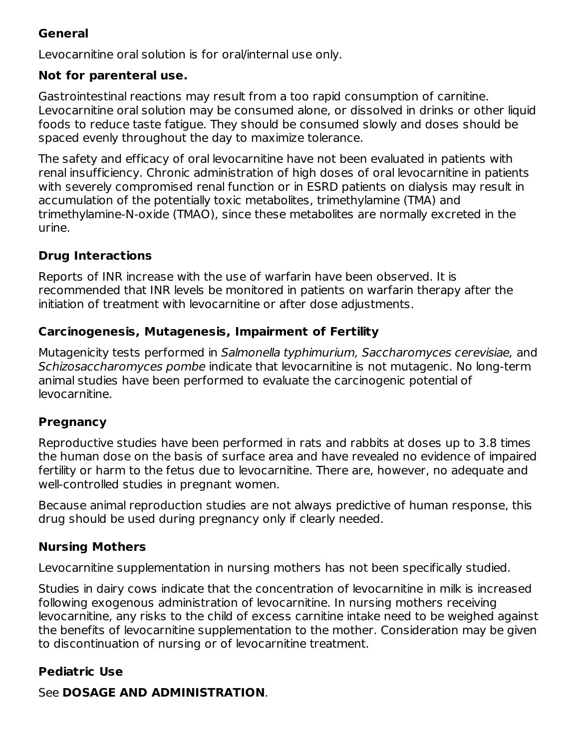### General

Levocarnitine oral solution is for oral/internal use only.

**Not for parenteral use.**

Gastrointestinal reactions may result from a too rapid consumption of carnitine. Levocarnitine oral solution may be consumed alone, or dissolved in drinks or other liquid foods to reduce taste fatigue. They should be consumed slowly and doses should be spaced evenly throughout the day to maximize tolerance.

The safety and efficacy of oral levocarnitine have not been evaluated in patients with renal insufficiency. Chronic administration of high doses of oral levocarnitine in patients with severely compromised renal function or in ESRD patients on dialysis may result in accumulation of the potentially toxic metabolites, trimethylamine (TMA) and trimethylamine-N-oxide (TMAO), since these metabolites are normally excreted in the urine.

### Drug Interactions

Reports of INR increase with the use of warfarin have been observed. It is recommended that INR levels be monitored in patients on warfarin therapy after the initiation of treatment with levocarnitine or after dose adjustments.

### Carcinogenesis, Mutagenesis, Impairment of Fertility

Mutagenicity tests performed in *Salmonella typhimurium, Saccharomyces cerevisiae,* and *Schizosaccharomyces pombe* indicate that levocarnitine is not mutagenic. No long-term animal studies have been performed to evaluate the carcinogenic potential of levocarnitine.

### Pregnancy

Reproductive studies have been performed in rats and rabbits at doses up to 3.8 times the human dose on the basis of surface area and have revealed no evidence of impaired fertility or harm to the fetus due to levocarnitine. There are, however, no adequate and well-controlled studies in pregnant women.

Because animal reproduction studies are not always predictive of human response, this drug should be used during pregnancy only if clearly needed.

### Nursing Mothers

Levocarnitine supplementation in nursing mothers has not been specifically studied.

Studies in dairy cows indicate that the concentration of levocarnitine in milk is increased following exogenous administration of levocarnitine. In nursing mothers receiving levocarnitine, any risks to the child of excess carnitine intake need to be weighed against the benefits of levocarnitine supplementation to the mother. Consideration may be given to discontinuation of nursing or of levocarnitine treatment.

### Pediatric Use

See **DOSAGE AND ADMINISTRATION**.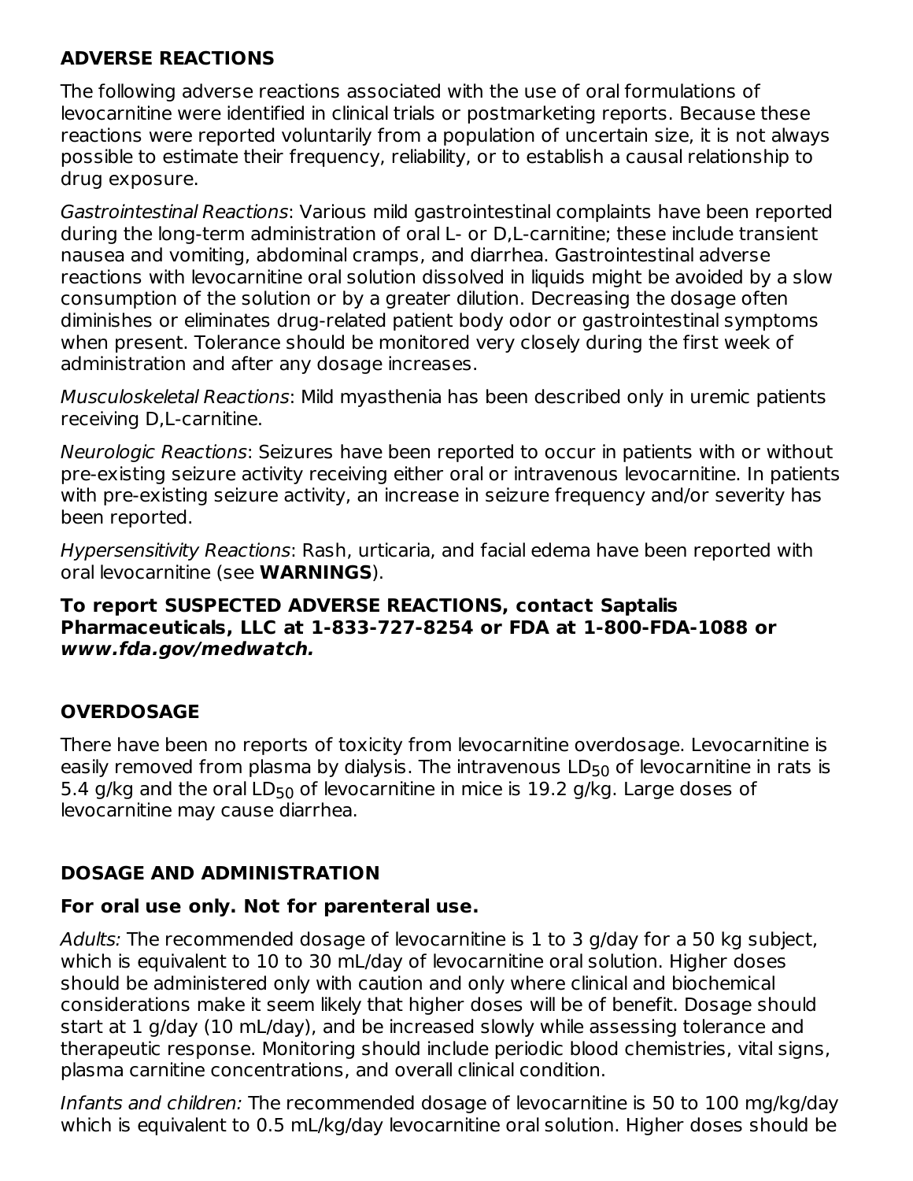## ADVERSE REACTIONS

The following adverse reactions associated with the use of oral formulations of levocarnitine were identified in clinical trials or postmarketing reports. Because these reactions were reported voluntarily from a population of uncertain size, it is not always possible to estimate their frequency, reliability, or to establish a causal relationship to drug exposure.

*Gastrointestinal Reactions*: Various mild gastrointestinal complaints have been reported during the long-term administration of oral L- or D,L-carnitine; these include transient nausea and vomiting, abdominal cramps, and diarrhea. Gastrointestinal adverse reactions with levocarnitine oral solution dissolved in liquids might be avoided by a slow consumption of the solution or by a greater dilution. Decreasing the dosage often diminishes or eliminates drug-related patient body odor or gastrointestinal symptoms when present. Tolerance should be monitored very closely during the first week of administration and after any dosage increases.

*Musculoskeletal Reactions*: Mild myasthenia has been described only in uremic patients receiving D,L-carnitine.

*Neurologic Reactions*: Seizures have been reported to occur in patients with or without pre-existing seizure activity receiving either oral or intravenous levocarnitine. In patients with pre-existing seizure activity, an increase in seizure frequency and/or severity has been reported.

*Hypersensitivity Reactions*: Rash, urticaria, and facial edema have been reported with oral levocarnitine (see **WARNINGS**).

**To report SUSPECTED ADVERSE REACTIONS, contact Saptalis Pharmaceuticals, LLC at 1-833-727-8254 or FDA at 1-800-FDA-1088 or *www.fda.gov/medwatch.***

## OVERDOSAGE

There have been no reports of toxicity from levocarnitine overdosage. Levocarnitine is easily removed from plasma by dialysis. The intravenous $LD_{50}$ of levocarnitine in rats is 5.4 g/kg and the oral $LD_{50}$ of levocarnitine in mice is 19.2 g/kg. Large doses of levocarnitine may cause diarrhea.

## DOSAGE AND ADMINISTRATION

### For oral use only. Not for parenteral use.

*Adults:* The recommended dosage of levocarnitine is 1 to 3 g/day for a 50 kg subject, which is equivalent to 10 to 30 mL/day of levocarnitine oral solution. Higher doses should be administered only with caution and only where clinical and biochemical considerations make it seem likely that higher doses will be of benefit. Dosage should start at 1 g/day (10 mL/day), and be increased slowly while assessing tolerance and therapeutic response. Monitoring should include periodic blood chemistries, vital signs, plasma carnitine concentrations, and overall clinical condition.

*Infants and children:* The recommended dosage of levocarnitine is 50 to 100 mg/kg/day which is equivalent to 0.5 mL/kg/day levocarnitine oral solution. Higher doses should be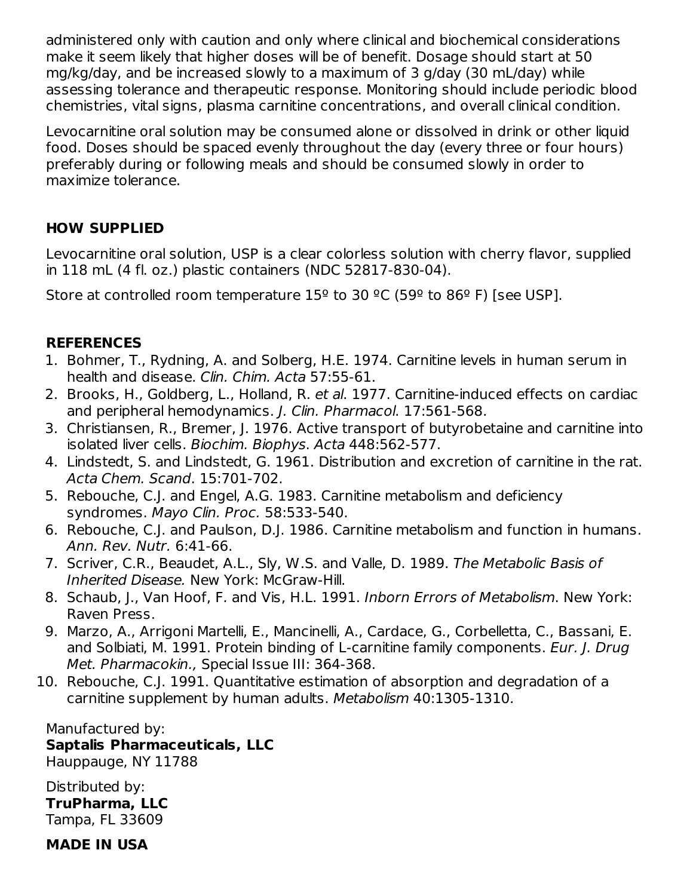administered only with caution and only where clinical and biochemical considerations make it seem likely that higher doses will be of benefit. Dosage should start at 50 mg/kg/day, and be increased slowly to a maximum of 3 g/day (30 mL/day) while assessing tolerance and therapeutic response. Monitoring should include periodic blood chemistries, vital signs, plasma carnitine concentrations, and overall clinical condition.

Levocarnitine oral solution may be consumed alone or dissolved in drink or other liquid food. Doses should be spaced evenly throughout the day (every three or four hours) preferably during or following meals and should be consumed slowly in order to maximize tolerance.

## HOW SUPPLIED

Levocarnitine oral solution, USP is a clear colorless solution with cherry flavor, supplied in 118 mL (4 fl. oz.) plastic containers (NDC 52817-830-04).

Store at controlled room temperature 15º to 30 ºC (59º to 86º F) [see USP].

## REFERENCES

1. Bohmer, T., Rydning, A. and Solberg, H.E. 1974. Carnitine levels in human serum in health and disease. *Clin. Chim. Acta* 57:55-61.
2. Brooks, H., Goldberg, L., Holland, R. *et al*. 1977. Carnitine-induced effects on cardiac and peripheral hemodynamics. *J. Clin. Pharmacol*. 17:561-568.
3. Christiansen, R., Bremer, J. 1976. Active transport of butyrobetaine and carnitine into isolated liver cells. *Biochim. Biophys. Acta* 448:562-577.
4. Lindstedt, S. and Lindstedt, G. 1961. Distribution and excretion of carnitine in the rat. *Acta Chem. Scand*. 15:701-702.
5. Rebouche, C.J. and Engel, A.G. 1983. Carnitine metabolism and deficiency syndromes. *Mayo Clin. Proc.* 58:533-540.
6. Rebouche, C.J. and Paulson, D.J. 1986. Carnitine metabolism and function in humans. *Ann. Rev. Nutr.* 6:41-66.
7. Scriver, C.R., Beaudet, A.L., Sly, W.S. and Valle, D. 1989. *The Metabolic Basis of Inherited Disease.* New York: McGraw-Hill.
8. Schaub, J., Van Hoof, F. and Vis, H.L. 1991. *Inborn Errors of Metabolism*. New York: Raven Press.
9. Marzo, A., Arrigoni Martelli, E., Mancinelli, A., Cardace, G., Corbelletta, C., Bassani, E. and Solbiati, M. 1991. Protein binding of L-carnitine family components. *Eur. J. Drug Met. Pharmacokin.,* Special Issue III: 364-368.
10. Rebouche, C.J. 1991. Quantitative estimation of absorption and degradation of a carnitine supplement by human adults. *Metabolism* 40:1305-1310.

Manufactured by:
**Saptalis Pharmaceuticals, LLC**
Hauppauge, NY 11788

Distributed by:
**TruPharma, LLC**
Tampa, FL 33609

**MADE IN USA**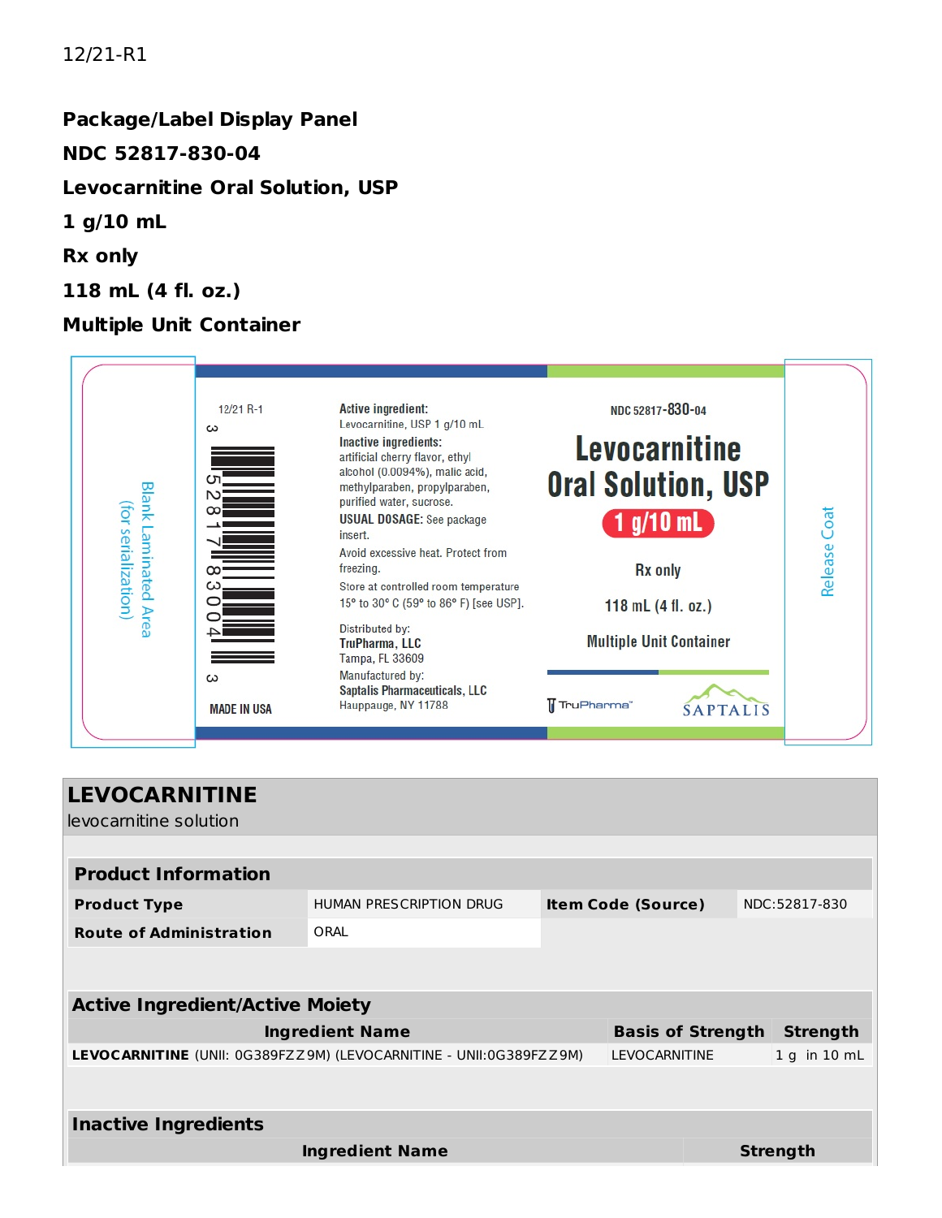12/21-R1

**Package/Label Display Panel**

**NDC 52817-830-04**

**Levocarnitine Oral Solution, USP**

**1 g/10 mL**

**Rx only**

**118 mL (4 fl. oz.)**

**Multiple Unit Container**

Blank Laminated Area (for serialization)

12/21 R-1

3 52817 83004 3

MADE IN USA

**Active ingredient:**
Levocarnitine, USP 1 g/10 mL

**Inactive ingredients:**
artificial cherry flavor, ethyl alcohol (0.0094%), malic acid, methylparaben, propylparaben, purified water, sucrose.

**USUAL DOSAGE:** See package insert.

Avoid excessive heat. Protect from freezing.

Store at controlled room temperature 15° to 30° C (59° to 86° F) [see USP].

Distributed by:
**TruPharma, LLC**
Tampa, FL 33609

Manufactured by:
**Saptalis Pharmaceuticals, LLC**
Hauppauge, NY 11788

NDC 52817-830-04

**Levocarnitine Oral Solution, USP**

**1 g/10 mL**

Rx only

118 mL (4 fl. oz.)

Multiple Unit Container

TruPharma™

SAPTALIS

Release Coat

## LEVOCARNITINE

levocarnitine solution

| **Product Information** | | | |
|---|---|---|---|
| **Product Type** | HUMAN PRESCRIPTION DRUG | **Item Code (Source)** | NDC:52817-830 |
| **Route of Administration** | ORAL | | |

| **Active Ingredient/Active Moiety** | | |
|---|---|---|
| **Ingredient Name** | **Basis of Strength** | **Strength** |
| **LEVOCARNITINE** (UNII: 0G389FZZ9M) (LEVOCARNITINE - UNII:0G389FZZ9M) | LEVOCARNITINE | 1 g in 10 mL |

| **Inactive Ingredients** | |
|---|---|
| **Ingredient Name** | **Strength** |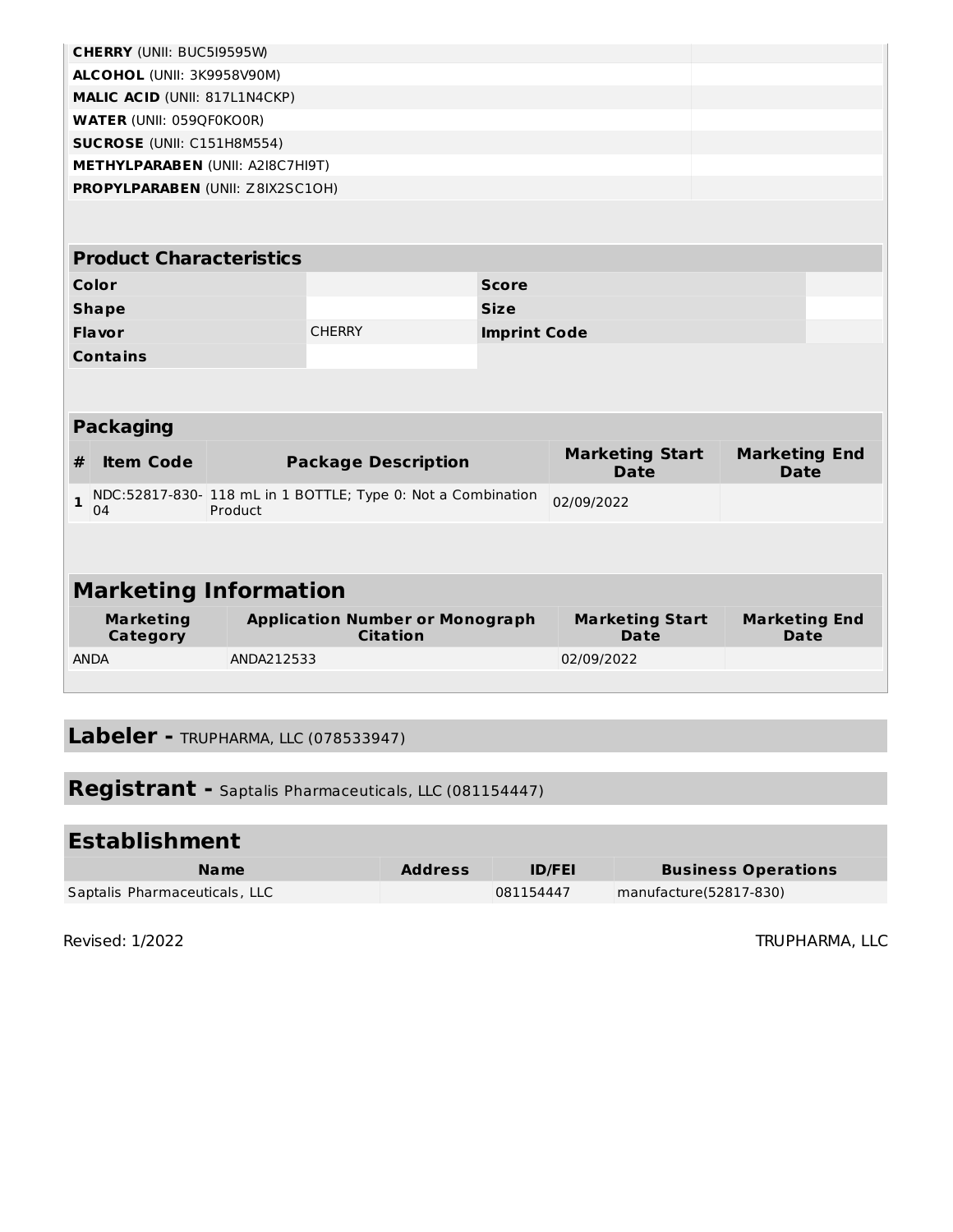| | |
|---|---|
| **CHERRY** (UNII: BUC5I9595W) | |
| **ALCOHOL** (UNII: 3K9958V90M) | |
| **MALIC ACID** (UNII: 817L1N4CKP) | |
| **WATER** (UNII: 059QF0KO0R) | |
| **SUCROSE** (UNII: C151H8M554) | |
| **METHYLPARABEN** (UNII: A2I8C7HI9T) | |
| **PROPYLPARABEN** (UNII: Z8IX2SC1OH) | |

| **Product Characteristics** | | | |
|---|---|---|---|
| **Color** | | **Score** | |
| **Shape** | | **Size** | |
| **Flavor** | CHERRY | **Imprint Code** | |
| **Contains** | | | |

**Packaging**

| # | Item Code | Package Description | Marketing Start Date | Marketing End Date |
|---|---|---|---|---|
| 1 | NDC:52817-830-04 | 118 mL in 1 BOTTLE; Type 0: Not a Combination Product | 02/09/2022 | |

**Marketing Information**

| Marketing Category | Application Number or Monograph Citation | Marketing Start Date | Marketing End Date |
|---|---|---|---|
| ANDA | ANDA212533 | 02/09/2022 | |

## Labeler - TRUPHARMA, LLC (078533947)

## Registrant - Saptalis Pharmaceuticals, LLC (081154447)

**Establishment**

| Name | Address | ID/FEI | Business Operations |
|---|---|---|---|
| Saptalis Pharmaceuticals, LLC | | 081154447 | manufacture(52817-830) |

Revised: 1/2022

TRUPHARMA, LLC